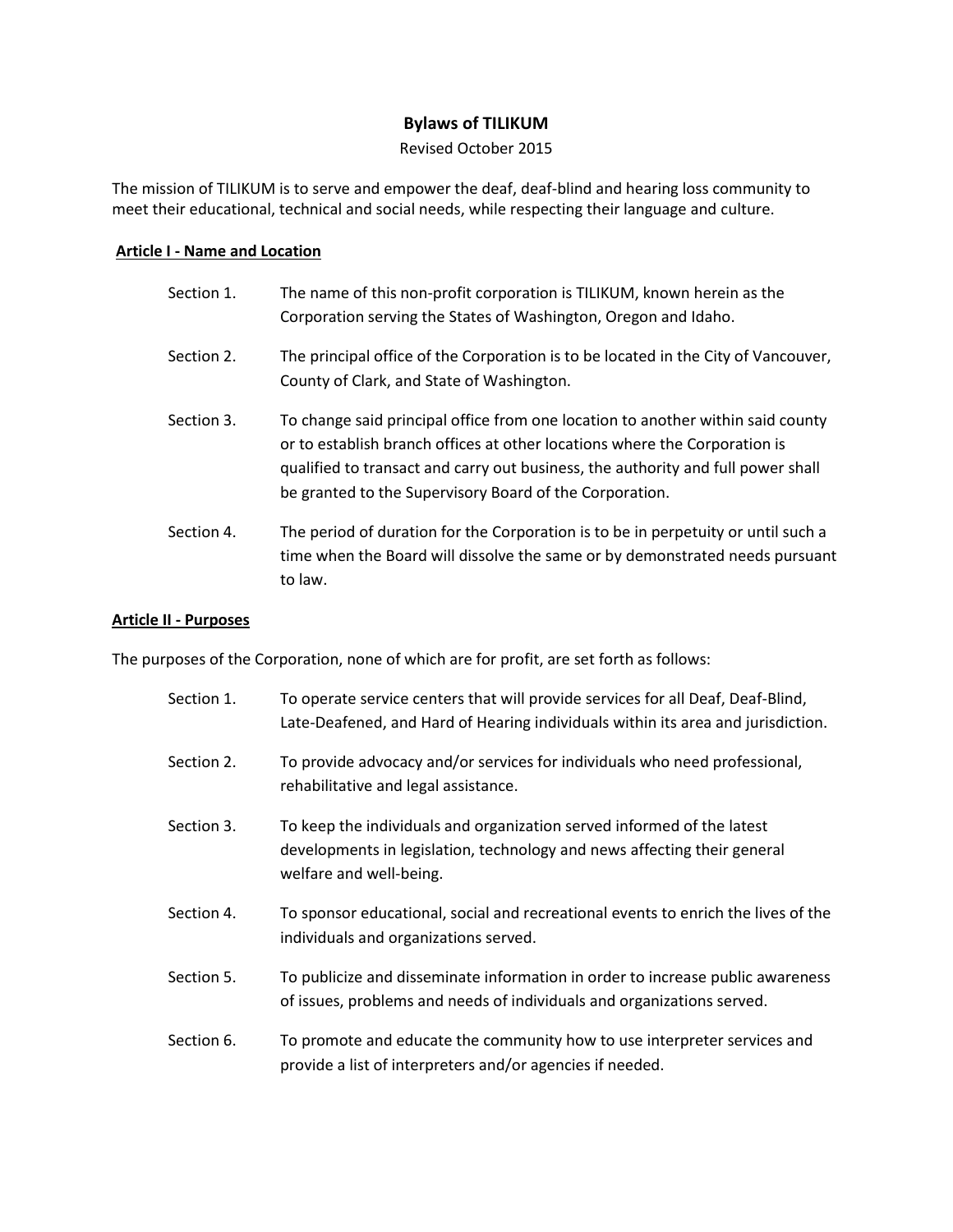# Bylaws of TILIKUM

Revised October 2015

The mission of TILIKUM is to serve and empower the deaf, deaf-blind and hearing loss community to meet their educational, technical and social needs, while respecting their language and culture.

## Article I - Name and Location

Section 1. The name of this non-profit corporation is TILIKUM, known herein as the Corporation serving the States of Washington, Oregon and Idaho.

Section 2. The principal office of the Corporation is to be located in the City of Vancouver, County of Clark, and State of Washington.

Section 3. To change said principal office from one location to another within said county or to establish branch offices at other locations where the Corporation is qualified to transact and carry out business, the authority and full power shall be granted to the Supervisory Board of the Corporation.

Section 4. The period of duration for the Corporation is to be in perpetuity or until such a time when the Board will dissolve the same or by demonstrated needs pursuant to law.

## Article II - Purposes

The purposes of the Corporation, none of which are for profit, are set forth as follows:

Section 1. To operate service centers that will provide services for all Deaf, Deaf-Blind, Late-Deafened, and Hard of Hearing individuals within its area and jurisdiction.

Section 2. To provide advocacy and/or services for individuals who need professional, rehabilitative and legal assistance.

Section 3. To keep the individuals and organization served informed of the latest developments in legislation, technology and news affecting their general welfare and well-being.

Section 4. To sponsor educational, social and recreational events to enrich the lives of the individuals and organizations served.

Section 5. To publicize and disseminate information in order to increase public awareness of issues, problems and needs of individuals and organizations served.

Section 6. To promote and educate the community how to use interpreter services and provide a list of interpreters and/or agencies if needed.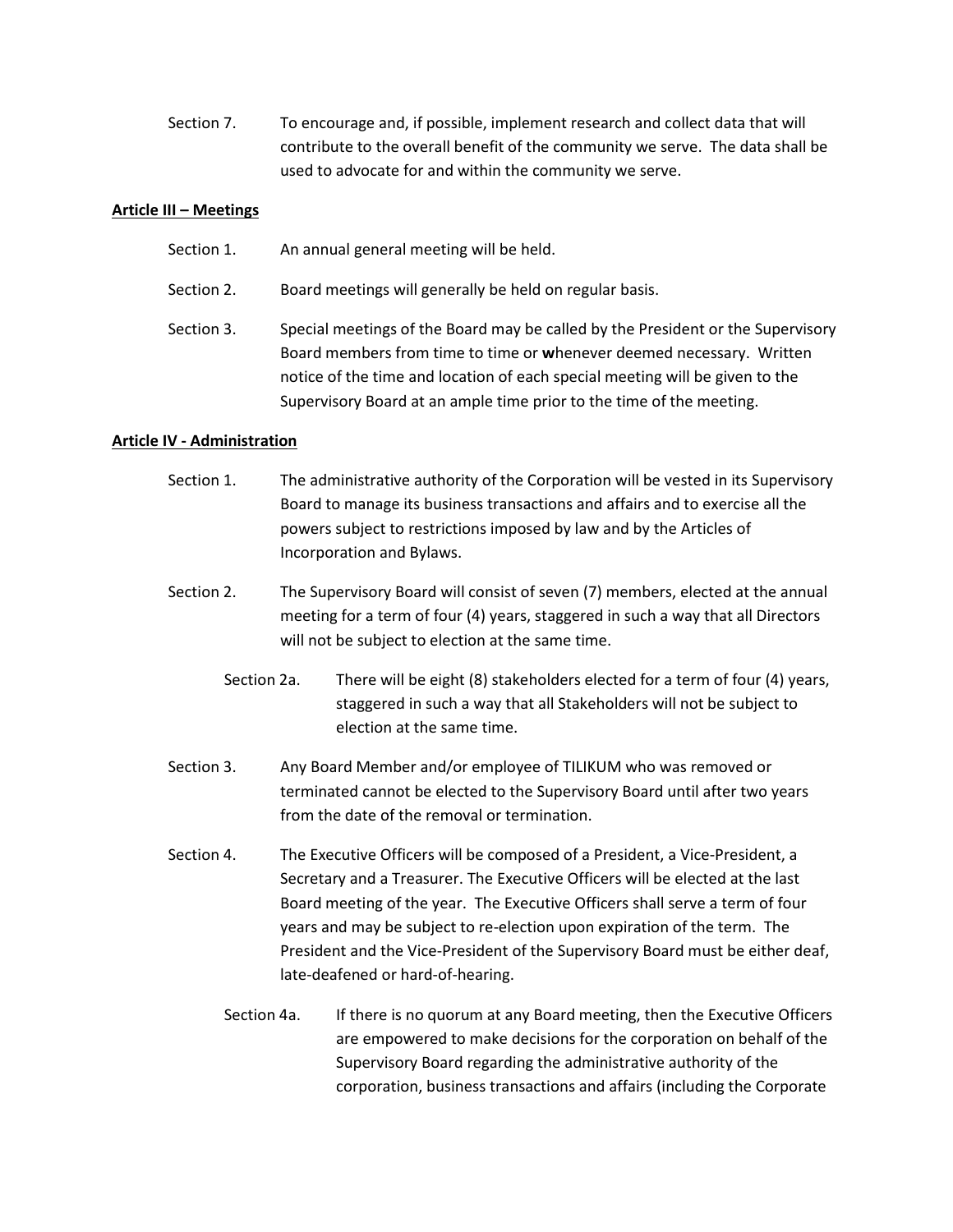Section 7. To encourage and, if possible, implement research and collect data that will contribute to the overall benefit of the community we serve. The data shall be used to advocate for and within the community we serve.

**Article III – Meetings**

Section 1. An annual general meeting will be held.

Section 2. Board meetings will generally be held on regular basis.

Section 3. Special meetings of the Board may be called by the President or the Supervisory Board members from time to time or **w**henever deemed necessary. Written notice of the time and location of each special meeting will be given to the Supervisory Board at an ample time prior to the time of the meeting.

**Article IV - Administration**

Section 1. The administrative authority of the Corporation will be vested in its Supervisory Board to manage its business transactions and affairs and to exercise all the powers subject to restrictions imposed by law and by the Articles of Incorporation and Bylaws.

Section 2. The Supervisory Board will consist of seven (7) members, elected at the annual meeting for a term of four (4) years, staggered in such a way that all Directors will not be subject to election at the same time.

Section 2a. There will be eight (8) stakeholders elected for a term of four (4) years, staggered in such a way that all Stakeholders will not be subject to election at the same time.

Section 3. Any Board Member and/or employee of TILIKUM who was removed or terminated cannot be elected to the Supervisory Board until after two years from the date of the removal or termination.

Section 4. The Executive Officers will be composed of a President, a Vice-President, a Secretary and a Treasurer. The Executive Officers will be elected at the last Board meeting of the year. The Executive Officers shall serve a term of four years and may be subject to re-election upon expiration of the term. The President and the Vice-President of the Supervisory Board must be either deaf, late-deafened or hard-of-hearing.

Section 4a. If there is no quorum at any Board meeting, then the Executive Officers are empowered to make decisions for the corporation on behalf of the Supervisory Board regarding the administrative authority of the corporation, business transactions and affairs (including the Corporate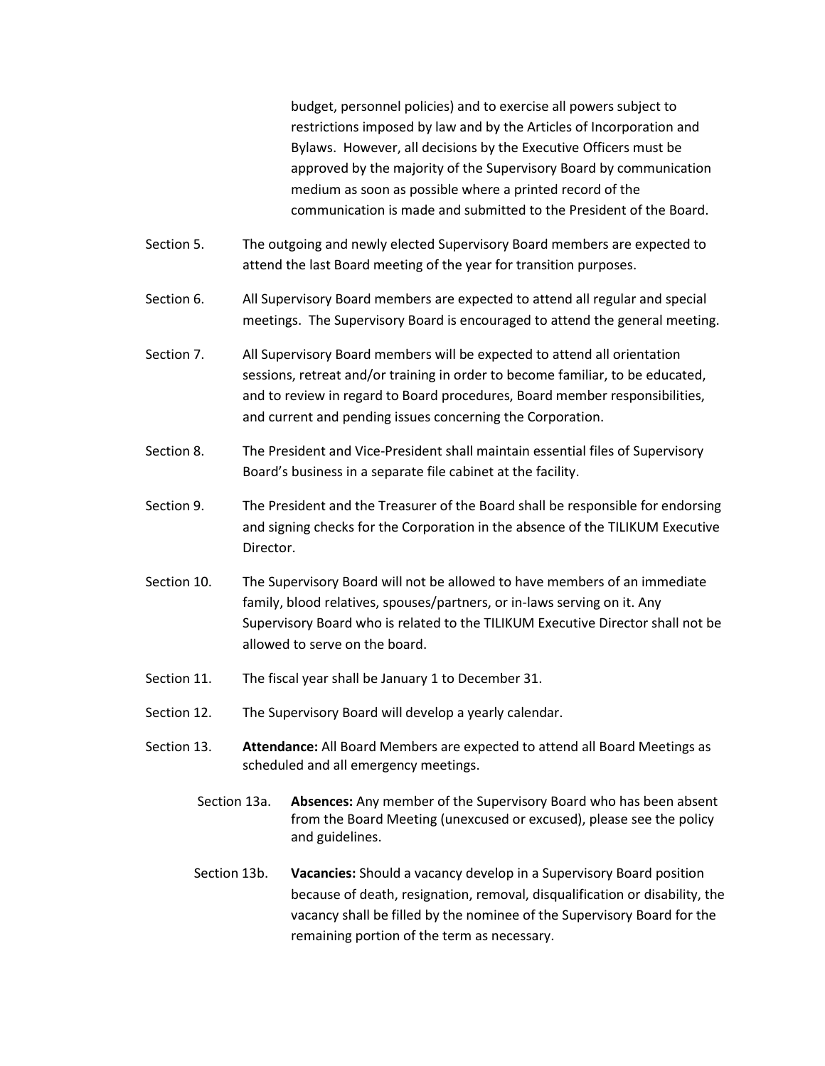budget, personnel policies) and to exercise all powers subject to restrictions imposed by law and by the Articles of Incorporation and Bylaws. However, all decisions by the Executive Officers must be approved by the majority of the Supervisory Board by communication medium as soon as possible where a printed record of the communication is made and submitted to the President of the Board.

Section 5. The outgoing and newly elected Supervisory Board members are expected to attend the last Board meeting of the year for transition purposes.

Section 6. All Supervisory Board members are expected to attend all regular and special meetings. The Supervisory Board is encouraged to attend the general meeting.

Section 7. All Supervisory Board members will be expected to attend all orientation sessions, retreat and/or training in order to become familiar, to be educated, and to review in regard to Board procedures, Board member responsibilities, and current and pending issues concerning the Corporation.

Section 8. The President and Vice-President shall maintain essential files of Supervisory Board's business in a separate file cabinet at the facility.

Section 9. The President and the Treasurer of the Board shall be responsible for endorsing and signing checks for the Corporation in the absence of the TILIKUM Executive Director.

Section 10. The Supervisory Board will not be allowed to have members of an immediate family, blood relatives, spouses/partners, or in-laws serving on it. Any Supervisory Board who is related to the TILIKUM Executive Director shall not be allowed to serve on the board.

Section 11. The fiscal year shall be January 1 to December 31.

Section 12. The Supervisory Board will develop a yearly calendar.

Section 13. **Attendance:** All Board Members are expected to attend all Board Meetings as scheduled and all emergency meetings.

Section 13a. **Absences:** Any member of the Supervisory Board who has been absent from the Board Meeting (unexcused or excused), please see the policy and guidelines.

Section 13b. **Vacancies:** Should a vacancy develop in a Supervisory Board position because of death, resignation, removal, disqualification or disability, the vacancy shall be filled by the nominee of the Supervisory Board for the remaining portion of the term as necessary.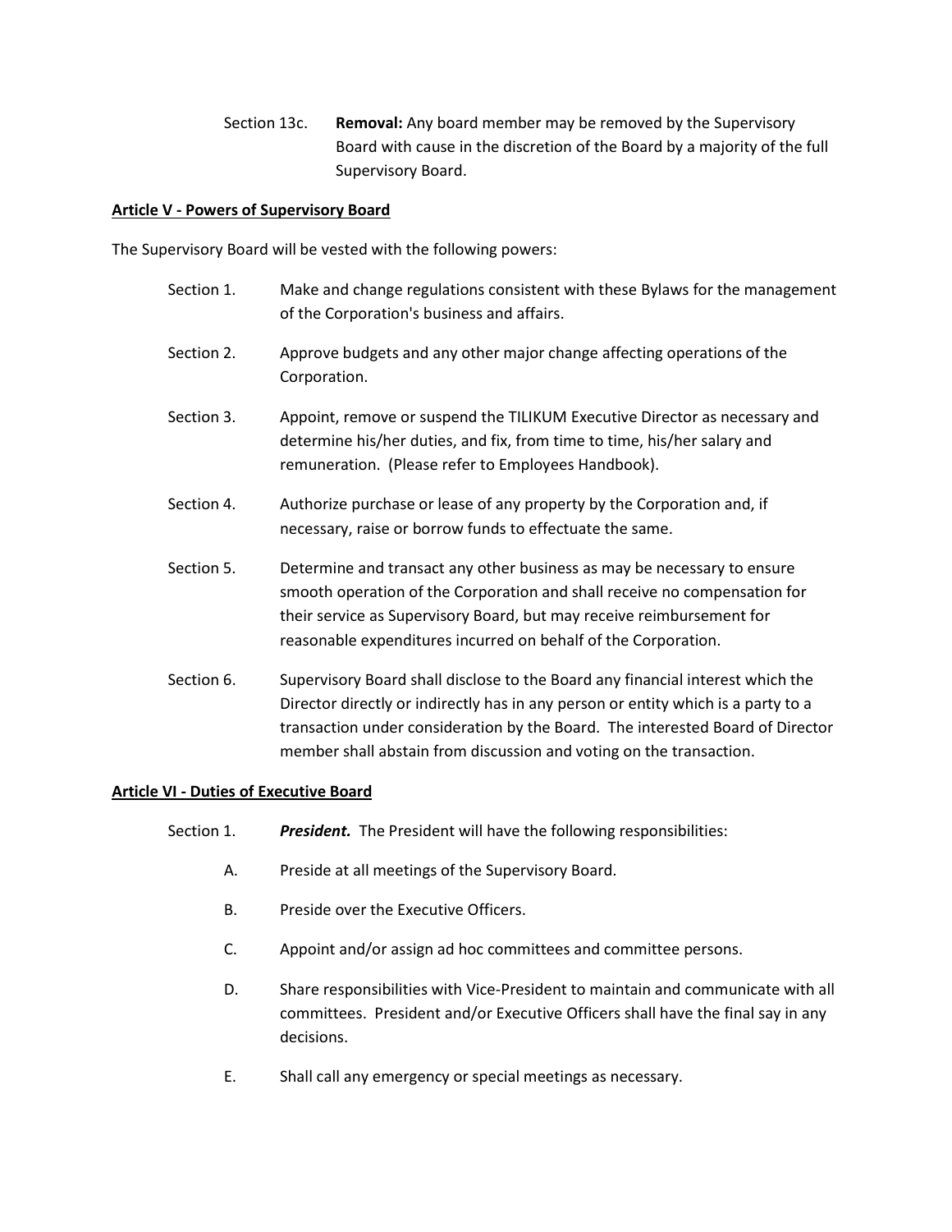Section 13c. **Removal:** Any board member may be removed by the Supervisory Board with cause in the discretion of the Board by a majority of the full Supervisory Board.

**<u>Article V - Powers of Supervisory Board</u>**

The Supervisory Board will be vested with the following powers:

Section 1. Make and change regulations consistent with these Bylaws for the management of the Corporation's business and affairs.

Section 2. Approve budgets and any other major change affecting operations of the Corporation.

Section 3. Appoint, remove or suspend the TILIKUM Executive Director as necessary and determine his/her duties, and fix, from time to time, his/her salary and remuneration. (Please refer to Employees Handbook).

Section 4. Authorize purchase or lease of any property by the Corporation and, if necessary, raise or borrow funds to effectuate the same.

Section 5. Determine and transact any other business as may be necessary to ensure smooth operation of the Corporation and shall receive no compensation for their service as Supervisory Board, but may receive reimbursement for reasonable expenditures incurred on behalf of the Corporation.

Section 6. Supervisory Board shall disclose to the Board any financial interest which the Director directly or indirectly has in any person or entity which is a party to a transaction under consideration by the Board. The interested Board of Director member shall abstain from discussion and voting on the transaction.

**<u>Article VI - Duties of Executive Board</u>**

Section 1. ***President.*** The President will have the following responsibilities:

A. Preside at all meetings of the Supervisory Board.

B. Preside over the Executive Officers.

C. Appoint and/or assign ad hoc committees and committee persons.

D. Share responsibilities with Vice-President to maintain and communicate with all committees. President and/or Executive Officers shall have the final say in any decisions.

E. Shall call any emergency or special meetings as necessary.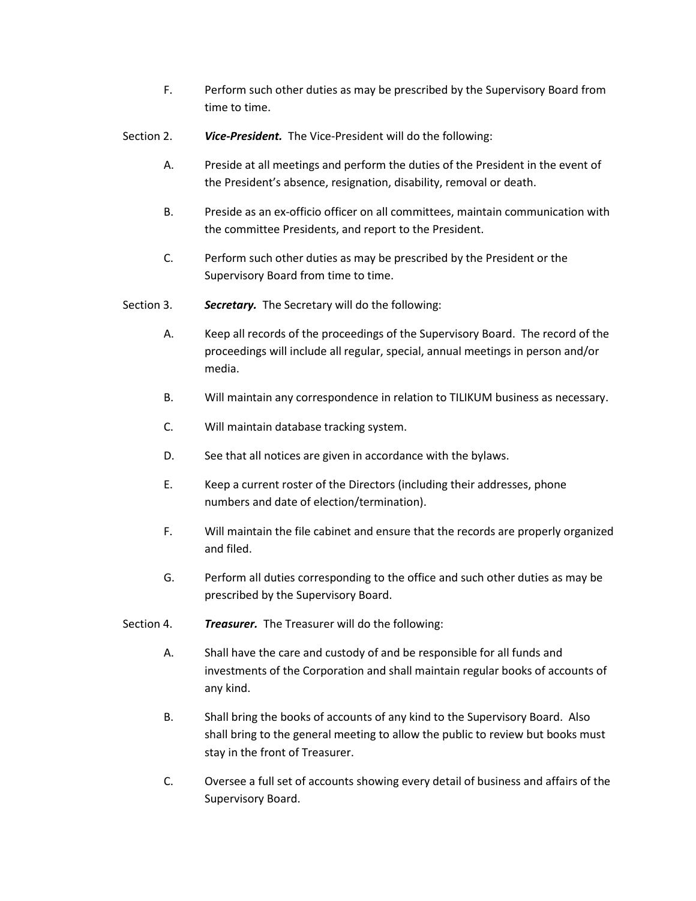F. Perform such other duties as may be prescribed by the Supervisory Board from time to time.

Section 2. ***Vice-President.*** The Vice-President will do the following:

A. Preside at all meetings and perform the duties of the President in the event of the President's absence, resignation, disability, removal or death.

B. Preside as an ex-officio officer on all committees, maintain communication with the committee Presidents, and report to the President.

C. Perform such other duties as may be prescribed by the President or the Supervisory Board from time to time.

Section 3. ***Secretary.*** The Secretary will do the following:

A. Keep all records of the proceedings of the Supervisory Board. The record of the proceedings will include all regular, special, annual meetings in person and/or media.

B. Will maintain any correspondence in relation to TILIKUM business as necessary.

C. Will maintain database tracking system.

D. See that all notices are given in accordance with the bylaws.

E. Keep a current roster of the Directors (including their addresses, phone numbers and date of election/termination).

F. Will maintain the file cabinet and ensure that the records are properly organized and filed.

G. Perform all duties corresponding to the office and such other duties as may be prescribed by the Supervisory Board.

Section 4. ***Treasurer.*** The Treasurer will do the following:

A. Shall have the care and custody of and be responsible for all funds and investments of the Corporation and shall maintain regular books of accounts of any kind.

B. Shall bring the books of accounts of any kind to the Supervisory Board. Also shall bring to the general meeting to allow the public to review but books must stay in the front of Treasurer.

C. Oversee a full set of accounts showing every detail of business and affairs of the Supervisory Board.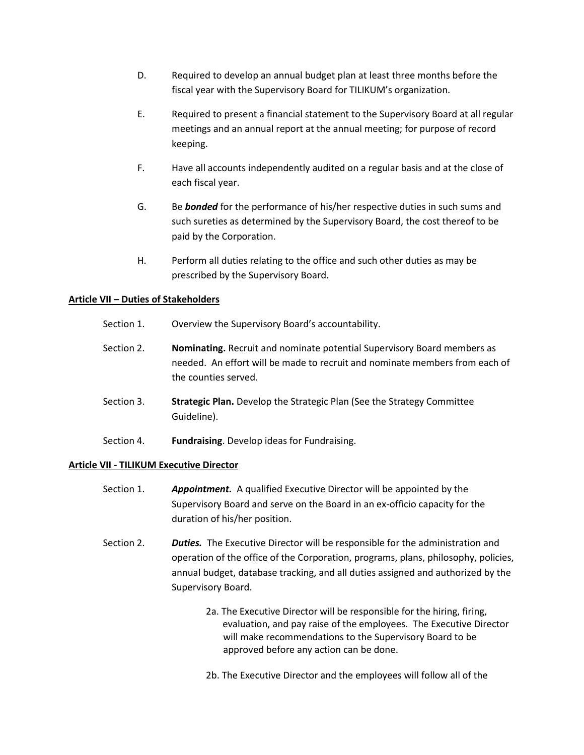D. Required to develop an annual budget plan at least three months before the fiscal year with the Supervisory Board for TILIKUM's organization.

E. Required to present a financial statement to the Supervisory Board at all regular meetings and an annual report at the annual meeting; for purpose of record keeping.

F. Have all accounts independently audited on a regular basis and at the close of each fiscal year.

G. Be ***bonded*** for the performance of his/her respective duties in such sums and such sureties as determined by the Supervisory Board, the cost thereof to be paid by the Corporation.

H. Perform all duties relating to the office and such other duties as may be prescribed by the Supervisory Board.

**Article VII – Duties of Stakeholders**

Section 1. Overview the Supervisory Board's accountability.

Section 2. **Nominating.** Recruit and nominate potential Supervisory Board members as needed. An effort will be made to recruit and nominate members from each of the counties served.

Section 3. **Strategic Plan.** Develop the Strategic Plan (See the Strategy Committee Guideline).

Section 4. **Fundraising**. Develop ideas for Fundraising.

**Article VII - TILIKUM Executive Director**

Section 1. ***Appointment.*** A qualified Executive Director will be appointed by the Supervisory Board and serve on the Board in an ex-officio capacity for the duration of his/her position.

Section 2. ***Duties.*** The Executive Director will be responsible for the administration and operation of the office of the Corporation, programs, plans, philosophy, policies, annual budget, database tracking, and all duties assigned and authorized by the Supervisory Board.

2a. The Executive Director will be responsible for the hiring, firing, evaluation, and pay raise of the employees. The Executive Director will make recommendations to the Supervisory Board to be approved before any action can be done.

2b. The Executive Director and the employees will follow all of the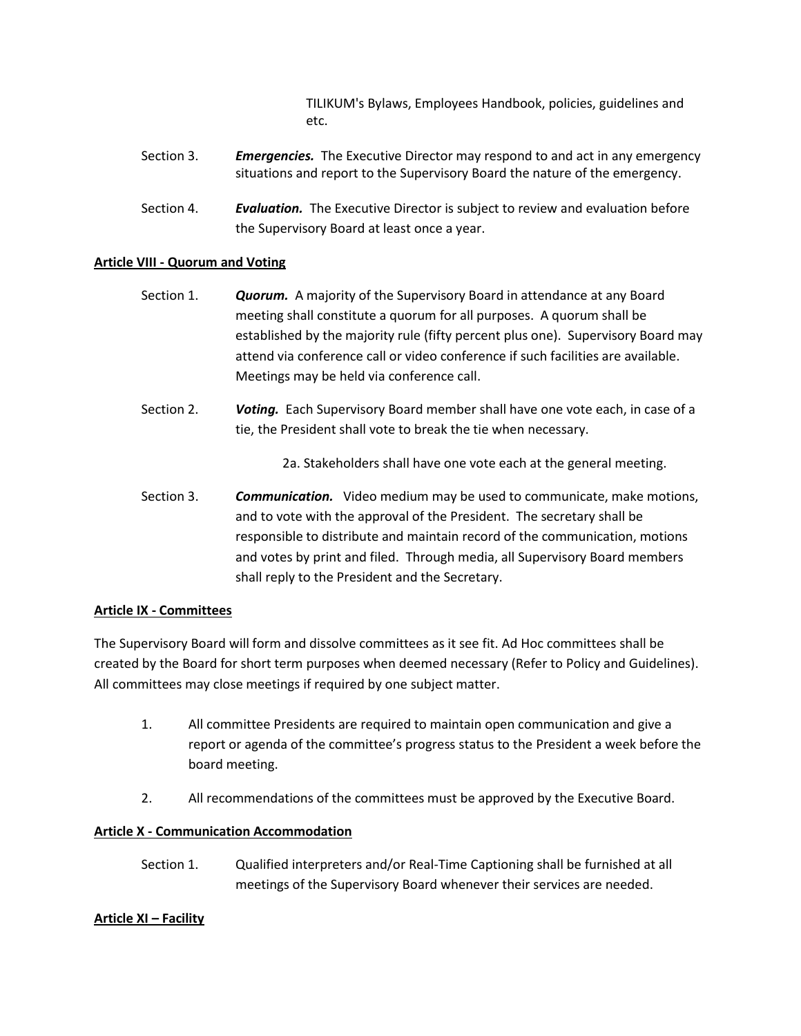TILIKUM's Bylaws, Employees Handbook, policies, guidelines and etc.

Section 3. ***Emergencies.*** The Executive Director may respond to and act in any emergency situations and report to the Supervisory Board the nature of the emergency.

Section 4. ***Evaluation.*** The Executive Director is subject to review and evaluation before the Supervisory Board at least once a year.

**Article VIII - Quorum and Voting**

Section 1. ***Quorum.*** A majority of the Supervisory Board in attendance at any Board meeting shall constitute a quorum for all purposes. A quorum shall be established by the majority rule (fifty percent plus one). Supervisory Board may attend via conference call or video conference if such facilities are available. Meetings may be held via conference call.

Section 2. ***Voting.*** Each Supervisory Board member shall have one vote each, in case of a tie, the President shall vote to break the tie when necessary.

2a. Stakeholders shall have one vote each at the general meeting.

Section 3. ***Communication.*** Video medium may be used to communicate, make motions, and to vote with the approval of the President. The secretary shall be responsible to distribute and maintain record of the communication, motions and votes by print and filed. Through media, all Supervisory Board members shall reply to the President and the Secretary.

**Article IX - Committees**

The Supervisory Board will form and dissolve committees as it see fit. Ad Hoc committees shall be created by the Board for short term purposes when deemed necessary (Refer to Policy and Guidelines). All committees may close meetings if required by one subject matter.

1. All committee Presidents are required to maintain open communication and give a report or agenda of the committee's progress status to the President a week before the board meeting.

2. All recommendations of the committees must be approved by the Executive Board.

**Article X - Communication Accommodation**

Section 1. Qualified interpreters and/or Real-Time Captioning shall be furnished at all meetings of the Supervisory Board whenever their services are needed.

**Article XI – Facility**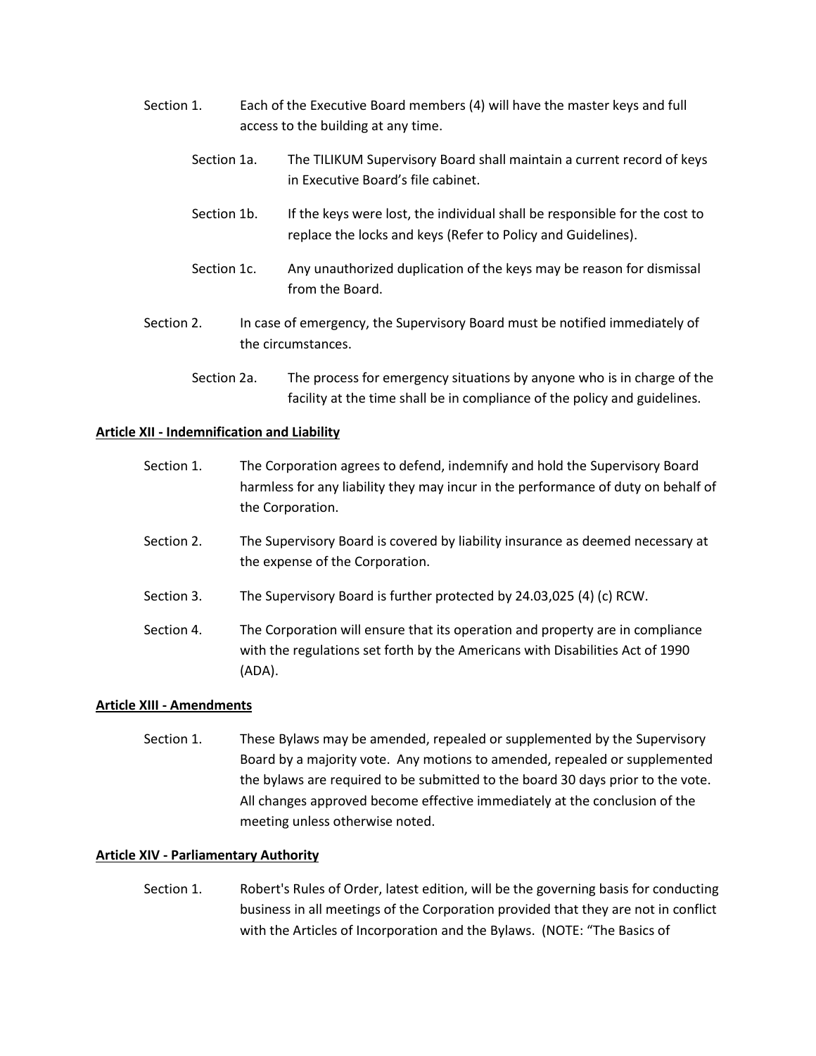Section 1. Each of the Executive Board members (4) will have the master keys and full access to the building at any time.

Section 1a. The TILIKUM Supervisory Board shall maintain a current record of keys in Executive Board's file cabinet.

Section 1b. If the keys were lost, the individual shall be responsible for the cost to replace the locks and keys (Refer to Policy and Guidelines).

Section 1c. Any unauthorized duplication of the keys may be reason for dismissal from the Board.

Section 2. In case of emergency, the Supervisory Board must be notified immediately of the circumstances.

Section 2a. The process for emergency situations by anyone who is in charge of the facility at the time shall be in compliance of the policy and guidelines.

**Article XII - Indemnification and Liability**

Section 1. The Corporation agrees to defend, indemnify and hold the Supervisory Board harmless for any liability they may incur in the performance of duty on behalf of the Corporation.

Section 2. The Supervisory Board is covered by liability insurance as deemed necessary at the expense of the Corporation.

Section 3. The Supervisory Board is further protected by 24.03,025 (4) (c) RCW.

Section 4. The Corporation will ensure that its operation and property are in compliance with the regulations set forth by the Americans with Disabilities Act of 1990 (ADA).

**Article XIII - Amendments**

Section 1. These Bylaws may be amended, repealed or supplemented by the Supervisory Board by a majority vote. Any motions to amended, repealed or supplemented the bylaws are required to be submitted to the board 30 days prior to the vote. All changes approved become effective immediately at the conclusion of the meeting unless otherwise noted.

**Article XIV - Parliamentary Authority**

Section 1. Robert's Rules of Order, latest edition, will be the governing basis for conducting business in all meetings of the Corporation provided that they are not in conflict with the Articles of Incorporation and the Bylaws. (NOTE: "The Basics of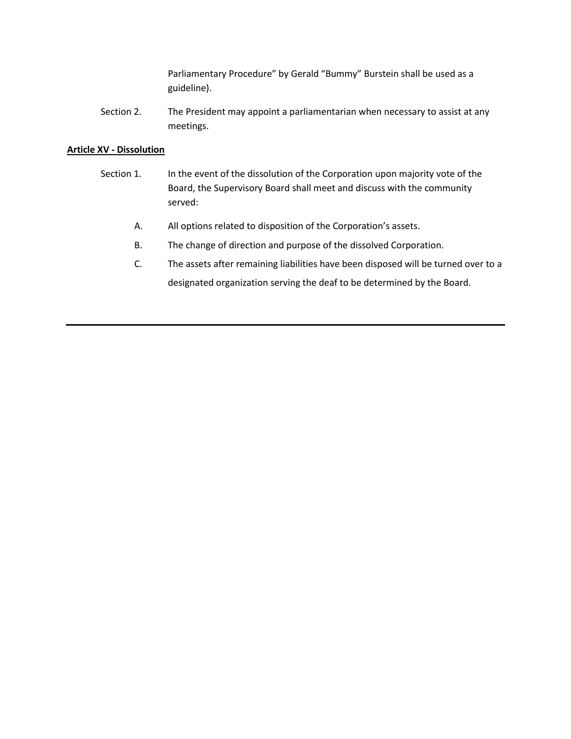Parliamentary Procedure" by Gerald "Bummy" Burstein shall be used as a guideline).

Section 2. The President may appoint a parliamentarian when necessary to assist at any meetings.

**Article XV - Dissolution**

Section 1. In the event of the dissolution of the Corporation upon majority vote of the Board, the Supervisory Board shall meet and discuss with the community served:

A. All options related to disposition of the Corporation's assets.

B. The change of direction and purpose of the dissolved Corporation.

C. The assets after remaining liabilities have been disposed will be turned over to a designated organization serving the deaf to be determined by the Board.

---